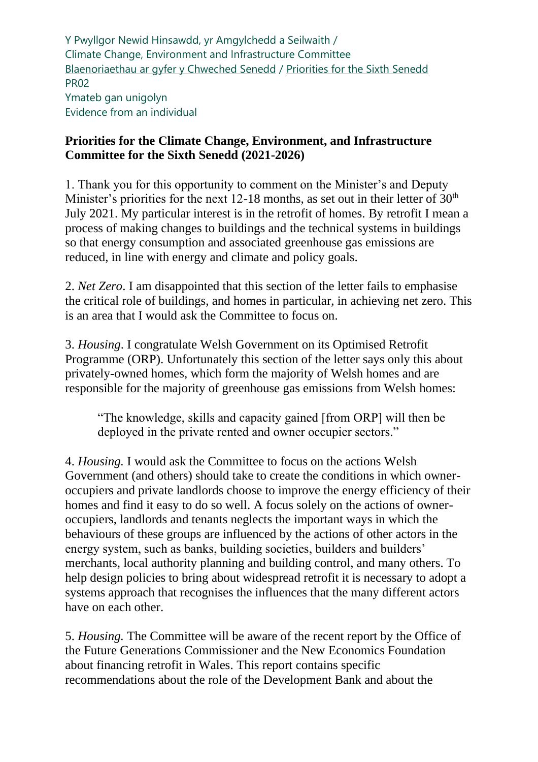Y Pwyllgor Newid Hinsawdd, yr Amgylchedd a Seilwaith /
Climate Change, Environment and Infrastructure Committee
Blaenoriaethau ar gyfer y Chweched Senedd / Priorities for the Sixth Senedd
PR02
Ymateb gan unigolyn
Evidence from an individual

**Priorities for the Climate Change, Environment, and Infrastructure Committee for the Sixth Senedd (2021-2026)**

1. Thank you for this opportunity to comment on the Minister's and Deputy Minister's priorities for the next 12-18 months, as set out in their letter of 30th July 2021. My particular interest is in the retrofit of homes. By retrofit I mean a process of making changes to buildings and the technical systems in buildings so that energy consumption and associated greenhouse gas emissions are reduced, in line with energy and climate and policy goals.

2. *Net Zero*. I am disappointed that this section of the letter fails to emphasise the critical role of buildings, and homes in particular, in achieving net zero. This is an area that I would ask the Committee to focus on.

3. *Housing*. I congratulate Welsh Government on its Optimised Retrofit Programme (ORP). Unfortunately this section of the letter says only this about privately-owned homes, which form the majority of Welsh homes and are responsible for the majority of greenhouse gas emissions from Welsh homes:

> "The knowledge, skills and capacity gained [from ORP] will then be deployed in the private rented and owner occupier sectors."

4. *Housing.* I would ask the Committee to focus on the actions Welsh Government (and others) should take to create the conditions in which owner-occupiers and private landlords choose to improve the energy efficiency of their homes and find it easy to do so well. A focus solely on the actions of owner-occupiers, landlords and tenants neglects the important ways in which the behaviours of these groups are influenced by the actions of other actors in the energy system, such as banks, building societies, builders and builders' merchants, local authority planning and building control, and many others. To help design policies to bring about widespread retrofit it is necessary to adopt a systems approach that recognises the influences that the many different actors have on each other.

5. *Housing.* The Committee will be aware of the recent report by the Office of the Future Generations Commissioner and the New Economics Foundation about financing retrofit in Wales. This report contains specific recommendations about the role of the Development Bank and about the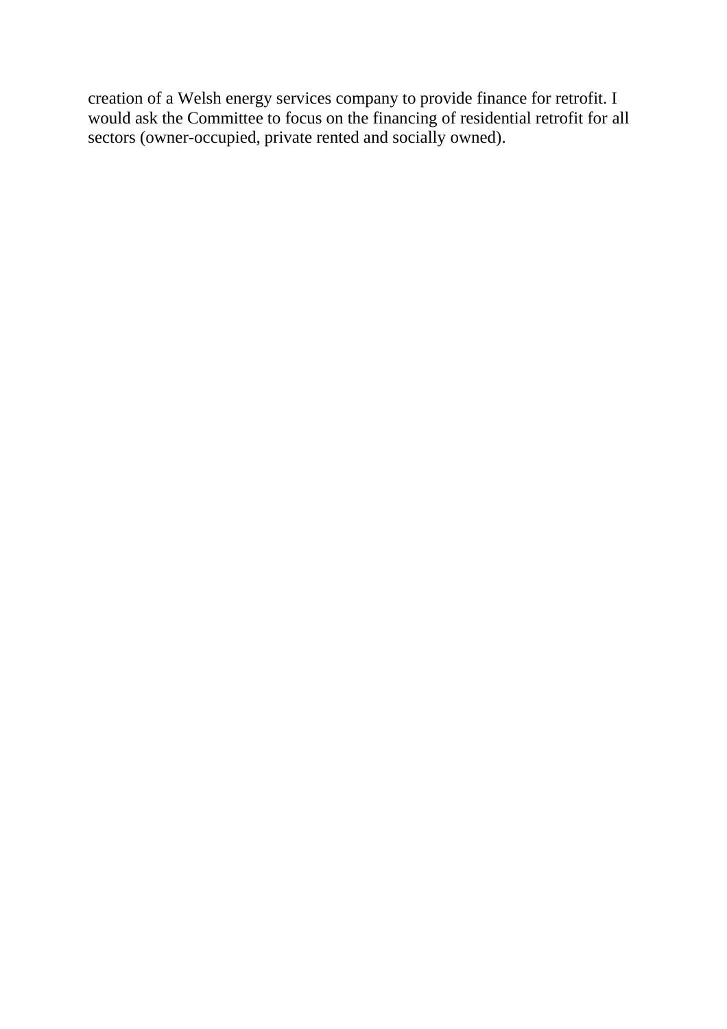creation of a Welsh energy services company to provide finance for retrofit. I would ask the Committee to focus on the financing of residential retrofit for all sectors (owner-occupied, private rented and socially owned).